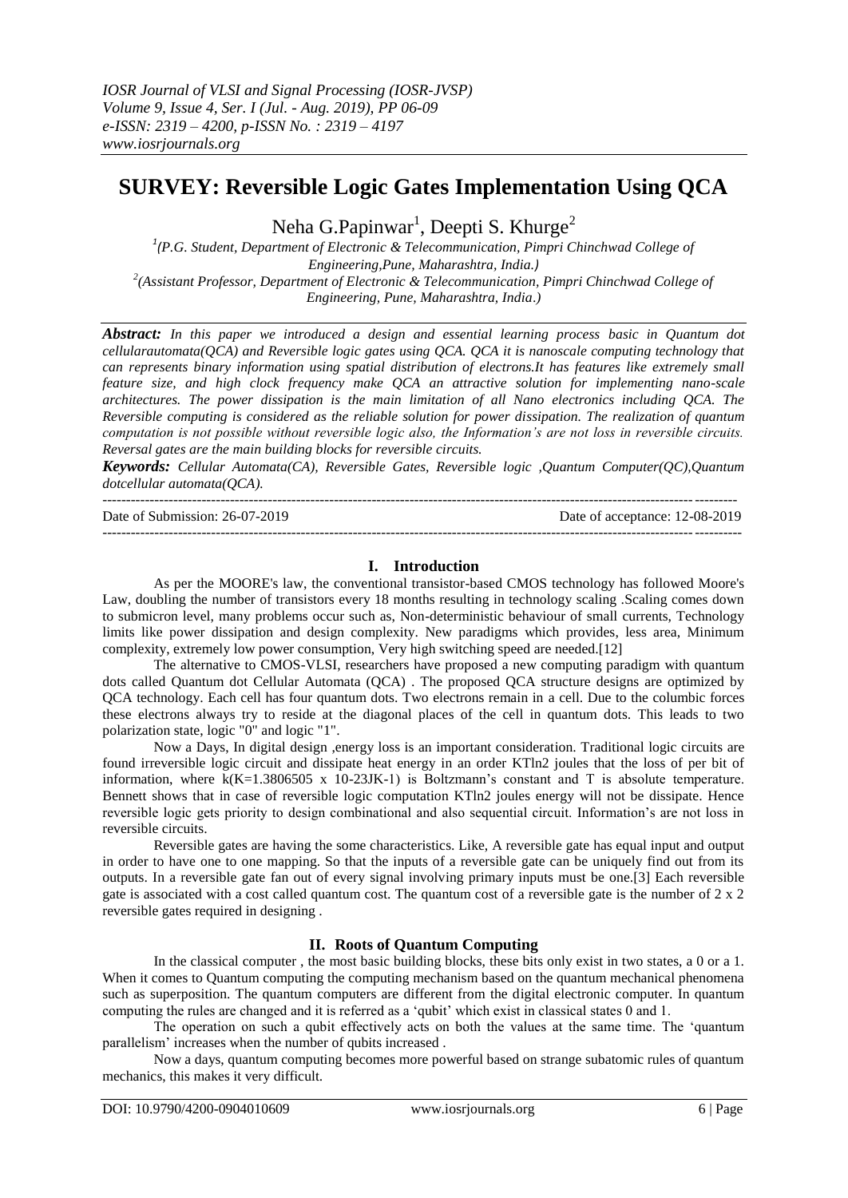# SURVEY: Reversible Logic Gates Implementation Using QCA

Neha G.Papinwar[1], Deepti S. Khurge[2]

[1](P.G. Student, Department of Electronic & Telecommunication, Pimpri Chinchwad College of Engineering,Pune, Maharashtra, India.)
[2](Assistant Professor, Department of Electronic & Telecommunication, Pimpri Chinchwad College of Engineering, Pune, Maharashtra, India.)

***Abstract:*** *In this paper we introduced a design and essential learning process basic in Quantum dot cellularautomata(QCA) and Reversible logic gates using QCA. QCA it is nanoscale computing technology that can represents binary information using spatial distribution of electrons.It has features like extremely small feature size, and high clock frequency make QCA an attractive solution for implementing nano-scale architectures. The power dissipation is the main limitation of all Nano electronics including QCA. The Reversible computing is considered as the reliable solution for power dissipation. The realization of quantum computation is not possible without reversible logic also, the Information's are not loss in reversible circuits. Reversal gates are the main building blocks for reversible circuits.*

***Keywords:*** *Cellular Automata(CA), Reversible Gates, Reversible logic ,Quantum Computer(QC),Quantum dotcellular automata(QCA).*

---

Date of Submission: 26-07-2019 Date of acceptance: 12-08-2019

---

## I. Introduction

As per the MOORE's law, the conventional transistor-based CMOS technology has followed Moore's Law, doubling the number of transistors every 18 months resulting in technology scaling .Scaling comes down to submicron level, many problems occur such as, Non-deterministic behaviour of small currents, Technology limits like power dissipation and design complexity. New paradigms which provides, less area, Minimum complexity, extremely low power consumption, Very high switching speed are needed.[12]

The alternative to CMOS-VLSI, researchers have proposed a new computing paradigm with quantum dots called Quantum dot Cellular Automata (QCA) . The proposed QCA structure designs are optimized by QCA technology. Each cell has four quantum dots. Two electrons remain in a cell. Due to the columbic forces these electrons always try to reside at the diagonal places of the cell in quantum dots. This leads to two polarization state, logic "0" and logic "1".

Now a Days, In digital design ,energy loss is an important consideration. Traditional logic circuits are found irreversible logic circuit and dissipate heat energy in an order KTln2 joules that the loss of per bit of information, where k(K=1.3806505 x 10-23JK-1) is Boltzmann's constant and T is absolute temperature. Bennett shows that in case of reversible logic computation KTln2 joules energy will not be dissipate. Hence reversible logic gets priority to design combinational and also sequential circuit. Information's are not loss in reversible circuits.

Reversible gates are having the some characteristics. Like, A reversible gate has equal input and output in order to have one to one mapping. So that the inputs of a reversible gate can be uniquely find out from its outputs. In a reversible gate fan out of every signal involving primary inputs must be one.[3] Each reversible gate is associated with a cost called quantum cost. The quantum cost of a reversible gate is the number of 2 x 2 reversible gates required in designing .

## II. Roots of Quantum Computing

In the classical computer , the most basic building blocks, these bits only exist in two states, a 0 or a 1. When it comes to Quantum computing the computing mechanism based on the quantum mechanical phenomena such as superposition. The quantum computers are different from the digital electronic computer. In quantum computing the rules are changed and it is referred as a 'qubit' which exist in classical states 0 and 1.

The operation on such a qubit effectively acts on both the values at the same time. The 'quantum parallelism' increases when the number of qubits increased .

Now a days, quantum computing becomes more powerful based on strange subatomic rules of quantum mechanics, this makes it very difficult.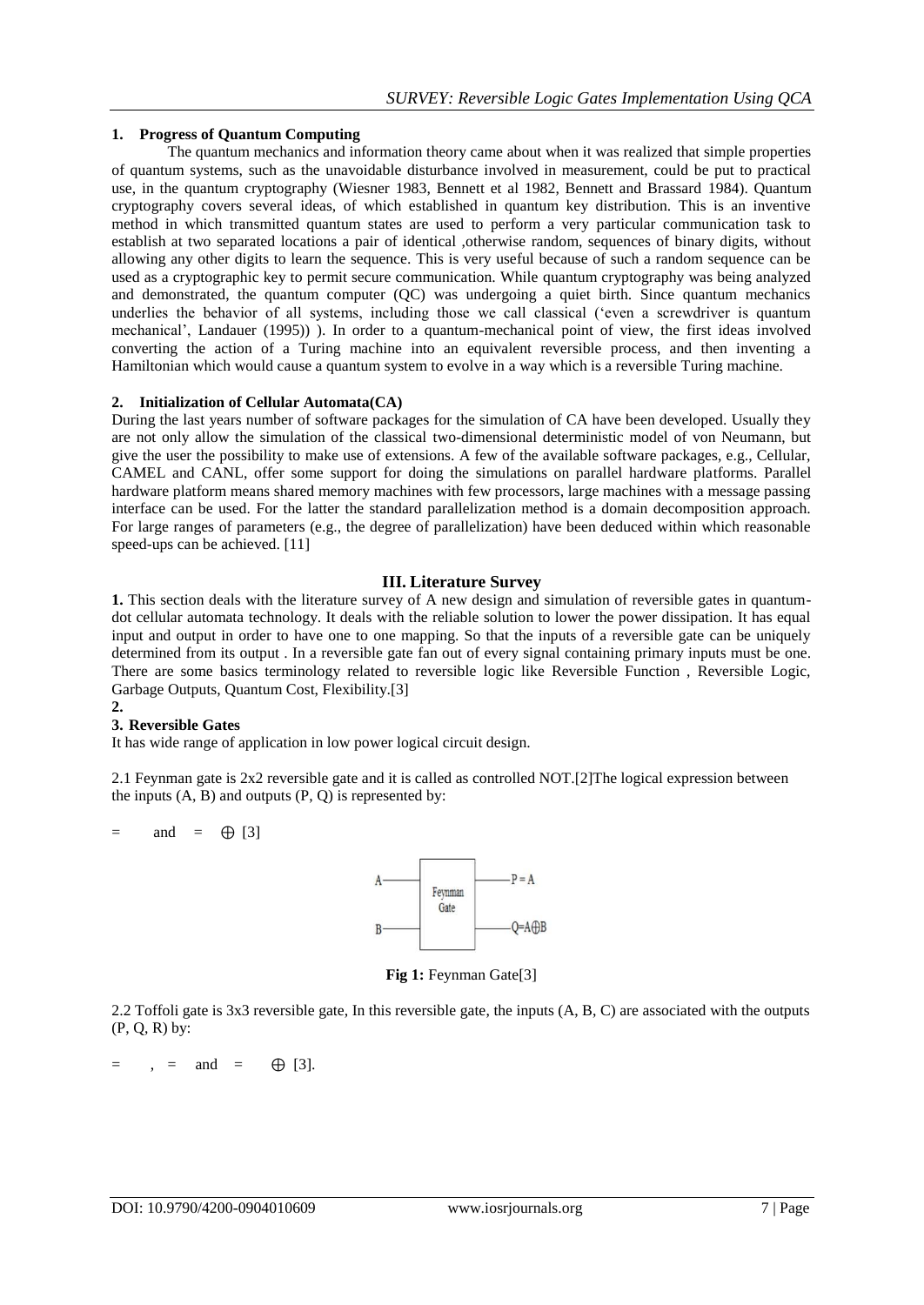### 1. Progress of Quantum Computing

The quantum mechanics and information theory came about when it was realized that simple properties of quantum systems, such as the unavoidable disturbance involved in measurement, could be put to practical use, in the quantum cryptography (Wiesner 1983, Bennett et al 1982, Bennett and Brassard 1984). Quantum cryptography covers several ideas, of which established in quantum key distribution. This is an inventive method in which transmitted quantum states are used to perform a very particular communication task to establish at two separated locations a pair of identical ,otherwise random, sequences of binary digits, without allowing any other digits to learn the sequence. This is very useful because of such a random sequence can be used as a cryptographic key to permit secure communication. While quantum cryptography was being analyzed and demonstrated, the quantum computer (QC) was undergoing a quiet birth. Since quantum mechanics underlies the behavior of all systems, including those we call classical ('even a screwdriver is quantum mechanical', Landauer (1995)) ). In order to a quantum-mechanical point of view, the first ideas involved converting the action of a Turing machine into an equivalent reversible process, and then inventing a Hamiltonian which would cause a quantum system to evolve in a way which is a reversible Turing machine.

### 2. Initialization of Cellular Automata(CA)

During the last years number of software packages for the simulation of CA have been developed. Usually they are not only allow the simulation of the classical two-dimensional deterministic model of von Neumann, but give the user the possibility to make use of extensions. A few of the available software packages, e.g., Cellular, CAMEL and CANL, offer some support for doing the simulations on parallel hardware platforms. Parallel hardware platform means shared memory machines with few processors, large machines with a message passing interface can be used. For the latter the standard parallelization method is a domain decomposition approach. For large ranges of parameters (e.g., the degree of parallelization) have been deduced within which reasonable speed-ups can be achieved. [11]

## III. Literature Survey

**1.** This section deals with the literature survey of A new design and simulation of reversible gates in quantum-dot cellular automata technology. It deals with the reliable solution to lower the power dissipation. It has equal input and output in order to have one to one mapping. So that the inputs of a reversible gate can be uniquely determined from its output . In a reversible gate fan out of every signal containing primary inputs must be one. There are some basics terminology related to reversible logic like Reversible Function , Reversible Logic, Garbage Outputs, Quantum Cost, Flexibility.[3]

**2.**

### 3. Reversible Gates

It has wide range of application in low power logical circuit design.

2.1 Feynman gate is 2x2 reversible gate and it is called as controlled NOT.[2]The logical expression between the inputs (A, B) and outputs (P, Q) is represented by:

$=$ and $= \oplus$ [3]

**Fig 1:** Feynman Gate[3]

2.2 Toffoli gate is 3x3 reversible gate, In this reversible gate, the inputs (A, B, C) are associated with the outputs (P, Q, R) by:

$=$ , $=$ and $= \oplus$ [3].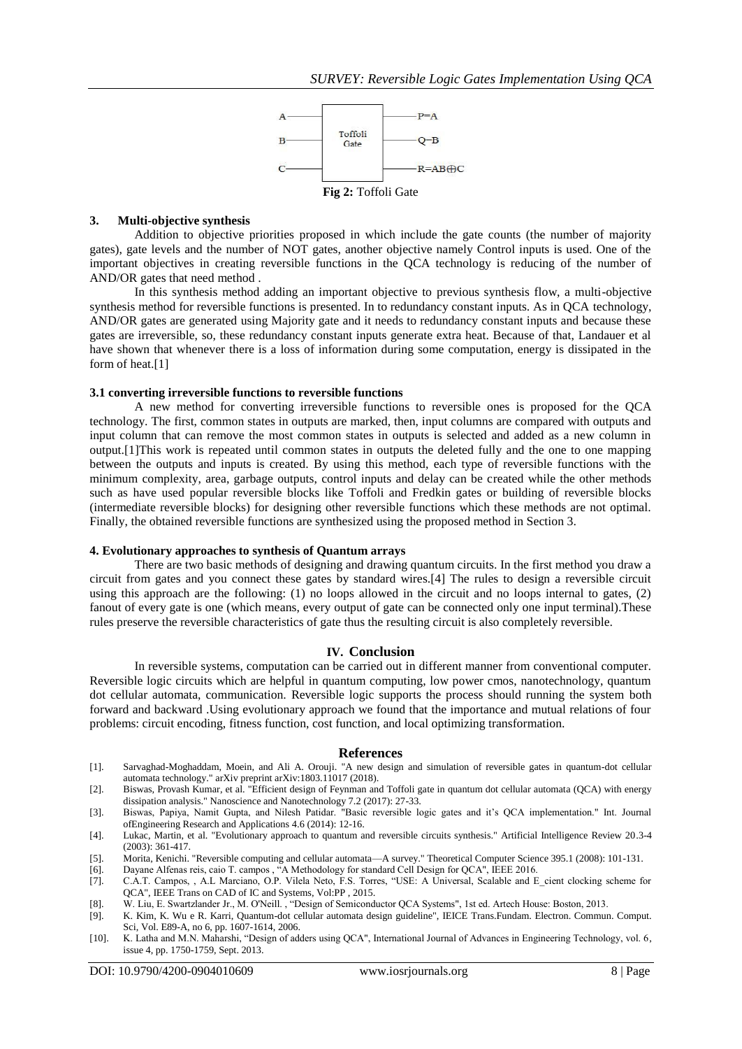A ─── Toffoli Gate ─── P=A

B ─── ─── Q=B

C ─── ─── R=AB⊕C

**Fig 2:** Toffoli Gate

### 3. Multi-objective synthesis

Addition to objective priorities proposed in which include the gate counts (the number of majority gates), gate levels and the number of NOT gates, another objective namely Control inputs is used. One of the important objectives in creating reversible functions in the QCA technology is reducing of the number of AND/OR gates that need method .

In this synthesis method adding an important objective to previous synthesis flow, a multi-objective synthesis method for reversible functions is presented. In to redundancy constant inputs. As in QCA technology, AND/OR gates are generated using Majority gate and it needs to redundancy constant inputs and because these gates are irreversible, so, these redundancy constant inputs generate extra heat. Because of that, Landauer et al have shown that whenever there is a loss of information during some computation, energy is dissipated in the form of heat.[1]

#### 3.1 converting irreversible functions to reversible functions

A new method for converting irreversible functions to reversible ones is proposed for the QCA technology. The first, common states in outputs are marked, then, input columns are compared with outputs and input column that can remove the most common states in outputs is selected and added as a new column in output.[1]This work is repeated until common states in outputs the deleted fully and the one to one mapping between the outputs and inputs is created. By using this method, each type of reversible functions with the minimum complexity, area, garbage outputs, control inputs and delay can be created while the other methods such as have used popular reversible blocks like Toffoli and Fredkin gates or building of reversible blocks (intermediate reversible blocks) for designing other reversible functions which these methods are not optimal. Finally, the obtained reversible functions are synthesized using the proposed method in Section 3.

### 4. Evolutionary approaches to synthesis of Quantum arrays

There are two basic methods of designing and drawing quantum circuits. In the first method you draw a circuit from gates and you connect these gates by standard wires.[4] The rules to design a reversible circuit using this approach are the following: (1) no loops allowed in the circuit and no loops internal to gates, (2) fanout of every gate is one (which means, every output of gate can be connected only one input terminal).These rules preserve the reversible characteristics of gate thus the resulting circuit is also completely reversible.

## IV. Conclusion

In reversible systems, computation can be carried out in different manner from conventional computer. Reversible logic circuits which are helpful in quantum computing, low power cmos, nanotechnology, quantum dot cellular automata, communication. Reversible logic supports the process should running the system both forward and backward .Using evolutionary approach we found that the importance and mutual relations of four problems: circuit encoding, fitness function, cost function, and local optimizing transformation.

## References

[1]. Sarvaghad-Moghaddam, Moein, and Ali A. Orouji. "A new design and simulation of reversible gates in quantum-dot cellular automata technology." arXiv preprint arXiv:1803.11017 (2018).

[2]. Biswas, Provash Kumar, et al. "Efficient design of Feynman and Toffoli gate in quantum dot cellular automata (QCA) with energy dissipation analysis." Nanoscience and Nanotechnology 7.2 (2017): 27-33.

[3]. Biswas, Papiya, Namit Gupta, and Nilesh Patidar. "Basic reversible logic gates and it's QCA implementation." Int. Journal ofEngineering Research and Applications 4.6 (2014): 12-16.

[4]. Lukac, Martin, et al. "Evolutionary approach to quantum and reversible circuits synthesis." Artificial Intelligence Review 20.3-4 (2003): 361-417.

[5]. Morita, Kenichi. "Reversible computing and cellular automata—A survey." Theoretical Computer Science 395.1 (2008): 101-131.

[6]. Dayane Alfenas reis, caio T. campos , "A Methodology for standard Cell Design for QCA", IEEE 2016.

[7]. C.A.T. Campos, , A.L Marciano, O.P. Vilela Neto, F.S. Torres, "USE: A Universal, Scalable and E_cient clocking scheme for QCA", IEEE Trans on CAD of IC and Systems, Vol:PP , 2015.

[8]. W. Liu, E. Swartzlander Jr., M. O'Neill. , "Design of Semiconductor QCA Systems", 1st ed. Artech House: Boston, 2013.

[9]. K. Kim, K. Wu e R. Karri, Quantum-dot cellular automata design guideline", IEICE Trans.Fundam. Electron. Commun. Comput. Sci, Vol. E89-A, no 6, pp. 1607-1614, 2006.

[10]. K. Latha and M.N. Maharshi, "Design of adders using QCA", International Journal of Advances in Engineering Technology, vol. 6, issue 4, pp. 1750-1759, Sept. 2013.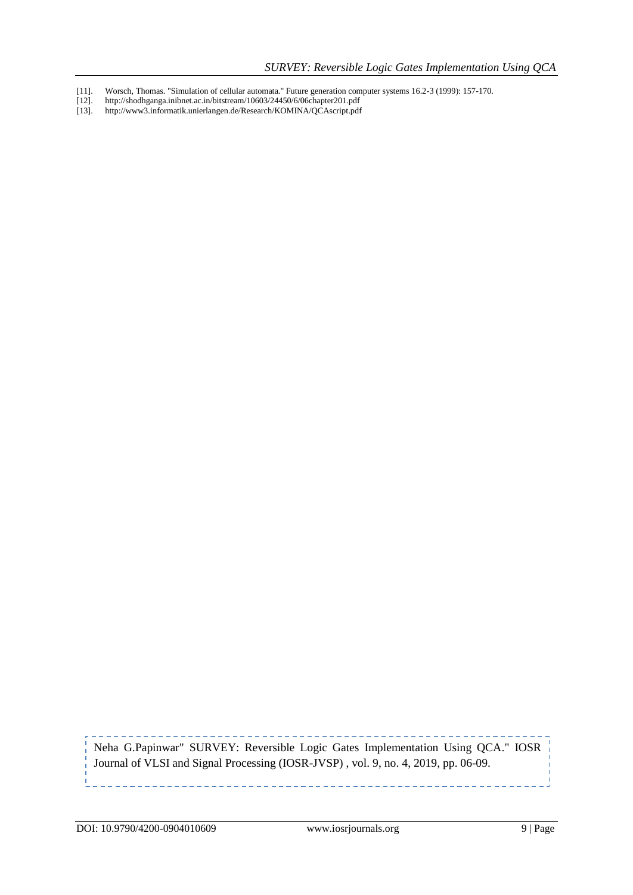[11]. Worsch, Thomas. "Simulation of cellular automata." Future generation computer systems 16.2-3 (1999): 157-170.

[12]. http://shodhganga.inibnet.ac.in/bitstream/10603/24450/6/06chapter201.pdf

[13]. http://www3.informatik.unierlangen.de/Research/KOMINA/QCAscript.pdf

Neha G.Papinwar" SURVEY: Reversible Logic Gates Implementation Using QCA." IOSR Journal of VLSI and Signal Processing (IOSR-JVSP) , vol. 9, no. 4, 2019, pp. 06-09.